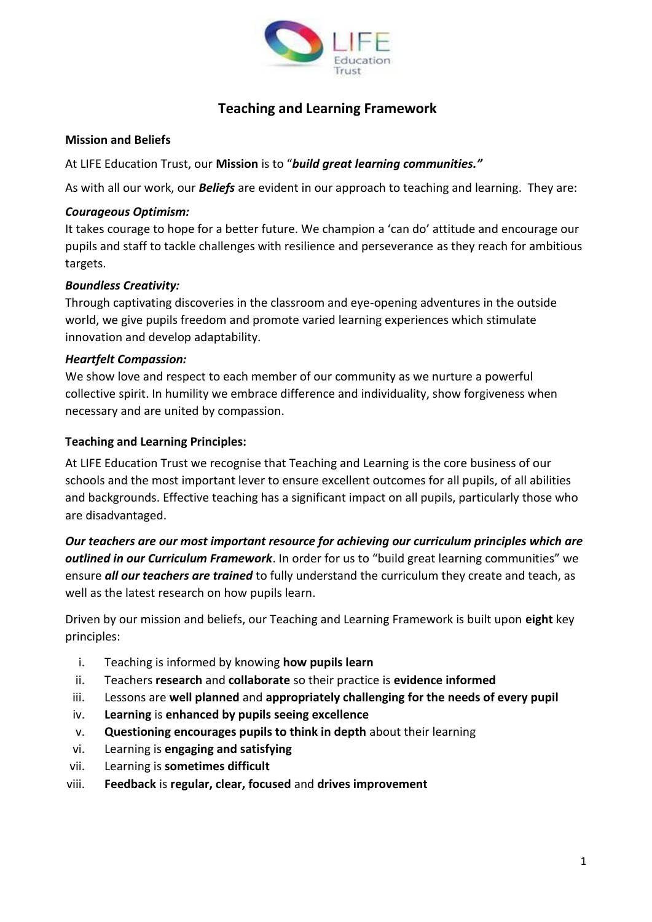# Teaching and Learning Framework

**Mission and Beliefs**

At LIFE Education Trust, our **Mission** is to "***build great learning communities."***

As with all our work, our ***Beliefs*** are evident in our approach to teaching and learning. They are:

***Courageous Optimism:***
It takes courage to hope for a better future. We champion a 'can do' attitude and encourage our pupils and staff to tackle challenges with resilience and perseverance as they reach for ambitious targets.

***Boundless Creativity:***
Through captivating discoveries in the classroom and eye-opening adventures in the outside world, we give pupils freedom and promote varied learning experiences which stimulate innovation and develop adaptability.

***Heartfelt Compassion:***
We show love and respect to each member of our community as we nurture a powerful collective spirit. In humility we embrace difference and individuality, show forgiveness when necessary and are united by compassion.

**Teaching and Learning Principles:**

At LIFE Education Trust we recognise that Teaching and Learning is the core business of our schools and the most important lever to ensure excellent outcomes for all pupils, of all abilities and backgrounds. Effective teaching has a significant impact on all pupils, particularly those who are disadvantaged.

***Our teachers are our most important resource for achieving our curriculum principles which are outlined in our Curriculum Framework***. In order for us to "build great learning communities" we ensure ***all our teachers are trained*** to fully understand the curriculum they create and teach, as well as the latest research on how pupils learn.

Driven by our mission and beliefs, our Teaching and Learning Framework is built upon **eight** key principles:

i. Teaching is informed by knowing **how pupils learn**
ii. Teachers **research** and **collaborate** so their practice is **evidence informed**
iii. Lessons are **well planned** and **appropriately challenging for the needs of every pupil**
iv. **Learning** is **enhanced by pupils seeing excellence**
v. **Questioning encourages pupils to think in depth** about their learning
vi. Learning is **engaging and satisfying**
vii. Learning is **sometimes difficult**
viii. **Feedback** is **regular, clear, focused** and **drives improvement**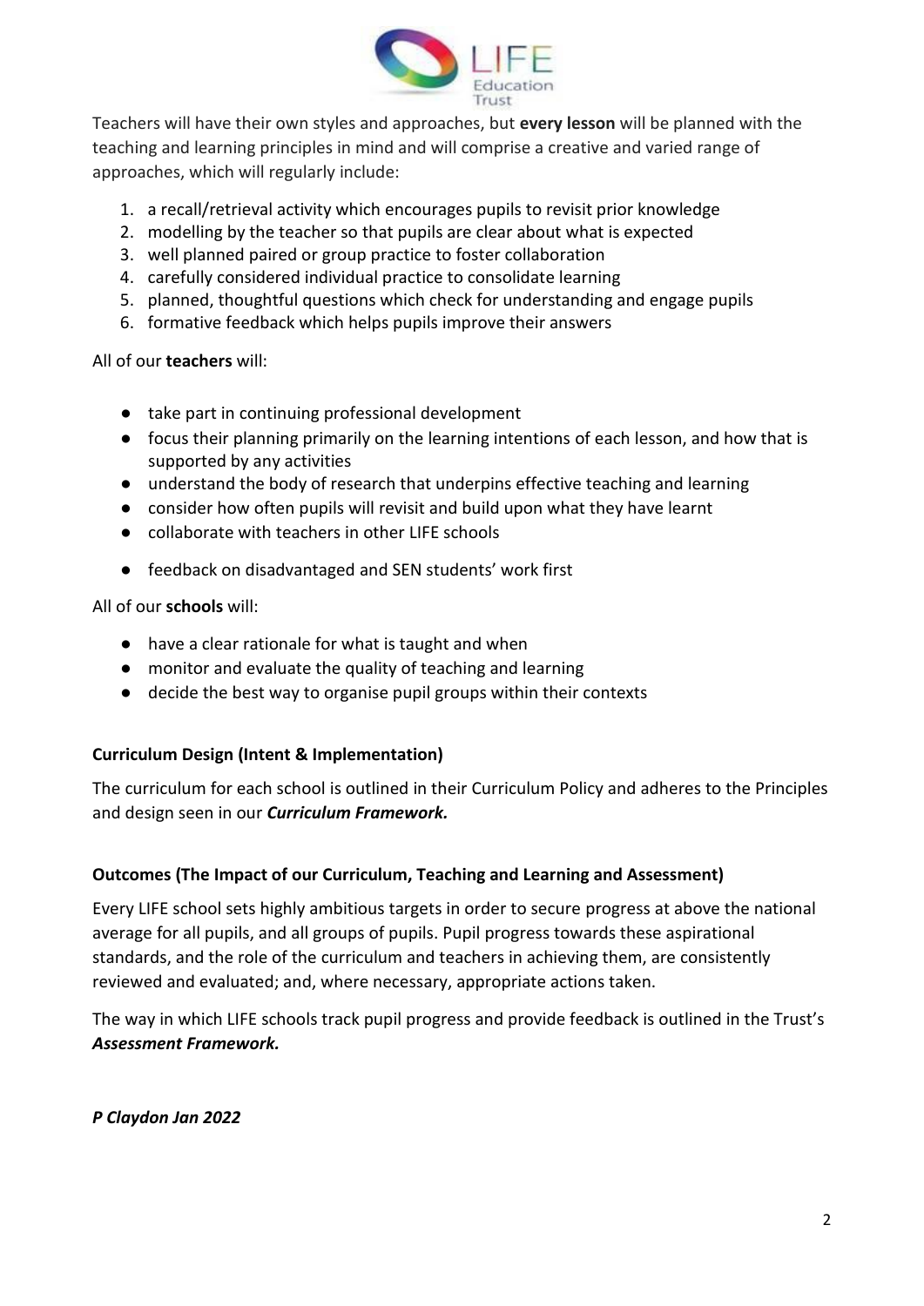Teachers will have their own styles and approaches, but **every lesson** will be planned with the teaching and learning principles in mind and will comprise a creative and varied range of approaches, which will regularly include:

1. a recall/retrieval activity which encourages pupils to revisit prior knowledge
2. modelling by the teacher so that pupils are clear about what is expected
3. well planned paired or group practice to foster collaboration
4. carefully considered individual practice to consolidate learning
5. planned, thoughtful questions which check for understanding and engage pupils
6. formative feedback which helps pupils improve their answers

All of our **teachers** will:

- take part in continuing professional development
- focus their planning primarily on the learning intentions of each lesson, and how that is supported by any activities
- understand the body of research that underpins effective teaching and learning
- consider how often pupils will revisit and build upon what they have learnt
- collaborate with teachers in other LIFE schools
- feedback on disadvantaged and SEN students' work first

All of our **schools** will:

- have a clear rationale for what is taught and when
- monitor and evaluate the quality of teaching and learning
- decide the best way to organise pupil groups within their contexts

**Curriculum Design (Intent & Implementation)**

The curriculum for each school is outlined in their Curriculum Policy and adheres to the Principles and design seen in our ***Curriculum Framework.***

**Outcomes (The Impact of our Curriculum, Teaching and Learning and Assessment)**

Every LIFE school sets highly ambitious targets in order to secure progress at above the national average for all pupils, and all groups of pupils. Pupil progress towards these aspirational standards, and the role of the curriculum and teachers in achieving them, are consistently reviewed and evaluated; and, where necessary, appropriate actions taken.

The way in which LIFE schools track pupil progress and provide feedback is outlined in the Trust's ***Assessment Framework.***

***P Claydon Jan 2022***